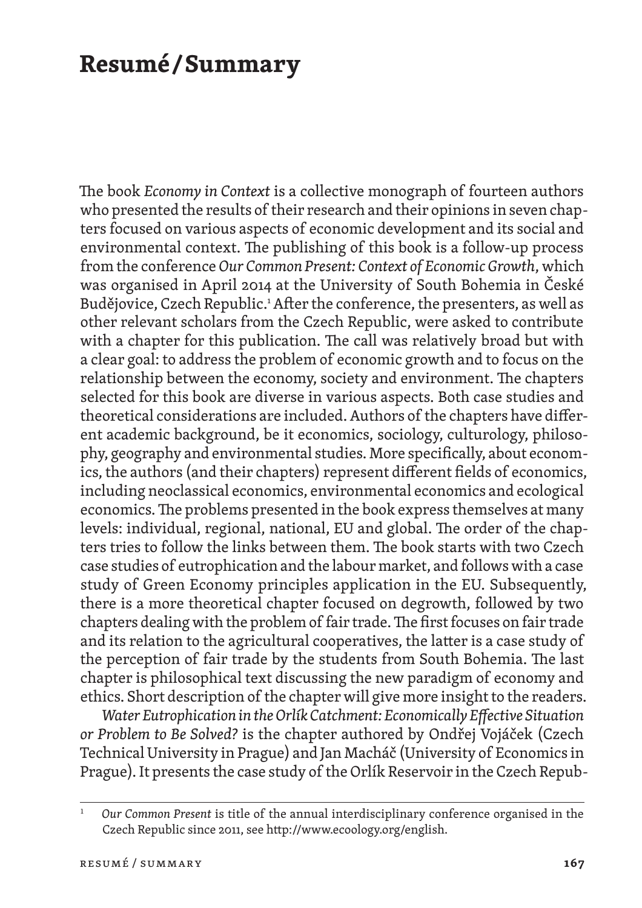# Resumé / Summary

The book *Economy in Context* is a collective monograph of fourteen authors who presented the results of their research and their opinions in seven chapters focused on various aspects of economic development and its social and environmental context. The publishing of this book is a follow-up process from the conference *Our Common Present: Context of Economic Growth*, which was organised in April 2014 at the University of South Bohemia in České Budějovice, Czech Republic.[1] After the conference, the presenters, as well as other relevant scholars from the Czech Republic, were asked to contribute with a chapter for this publication. The call was relatively broad but with a clear goal: to address the problem of economic growth and to focus on the relationship between the economy, society and environment. The chapters selected for this book are diverse in various aspects. Both case studies and theoretical considerations are included. Authors of the chapters have different academic background, be it economics, sociology, culturology, philosophy, geography and environmental studies. More specifically, about economics, the authors (and their chapters) represent different fields of economics, including neoclassical economics, environmental economics and ecological economics. The problems presented in the book express themselves at many levels: individual, regional, national, EU and global. The order of the chapters tries to follow the links between them. The book starts with two Czech case studies of eutrophication and the labour market, and follows with a case study of Green Economy principles application in the EU. Subsequently, there is a more theoretical chapter focused on degrowth, followed by two chapters dealing with the problem of fair trade. The first focuses on fair trade and its relation to the agricultural cooperatives, the latter is a case study of the perception of fair trade by the students from South Bohemia. The last chapter is philosophical text discussing the new paradigm of economy and ethics. Short description of the chapter will give more insight to the readers.

*Water Eutrophication in the Orlík Catchment: Economically Effective Situation or Problem to Be Solved?* is the chapter authored by Ondřej Vojáček (Czech Technical University in Prague) and Jan Macháč (University of Economics in Prague). It presents the case study of the Orlík Reservoir in the Czech Repub-

---

[1] *Our Common Present* is title of the annual interdisciplinary conference organised in the Czech Republic since 2011, see http://www.ecoology.org/english.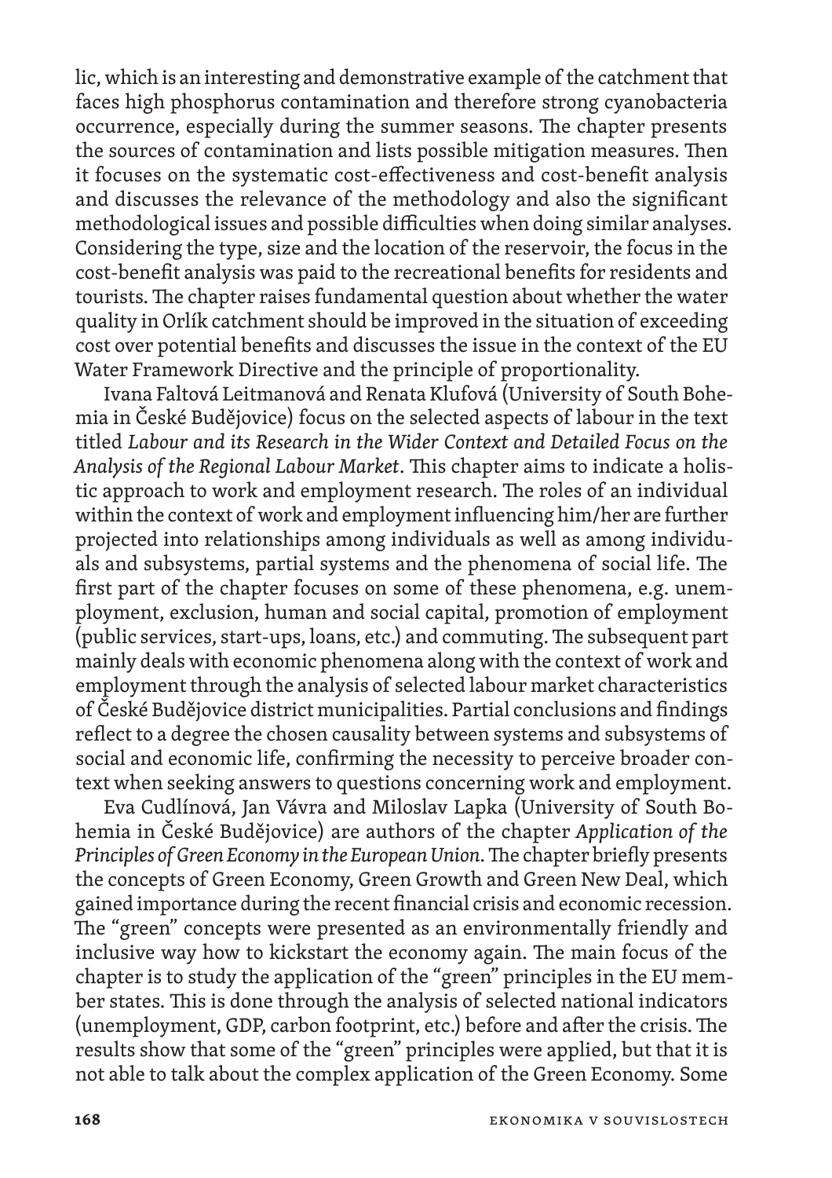lic, which is an interesting and demonstrative example of the catchment that faces high phosphorus contamination and therefore strong cyanobacteria occurrence, especially during the summer seasons. The chapter presents the sources of contamination and lists possible mitigation measures. Then it focuses on the systematic cost-effectiveness and cost-benefit analysis and discusses the relevance of the methodology and also the significant methodological issues and possible difficulties when doing similar analyses. Considering the type, size and the location of the reservoir, the focus in the cost-benefit analysis was paid to the recreational benefits for residents and tourists. The chapter raises fundamental question about whether the water quality in Orlík catchment should be improved in the situation of exceeding cost over potential benefits and discusses the issue in the context of the EU Water Framework Directive and the principle of proportionality.

Ivana Faltová Leitmanová and Renata Klufová (University of South Bohemia in České Budějovice) focus on the selected aspects of labour in the text titled *Labour and its Research in the Wider Context and Detailed Focus on the Analysis of the Regional Labour Market*. This chapter aims to indicate a holistic approach to work and employment research. The roles of an individual within the context of work and employment influencing him/her are further projected into relationships among individuals as well as among individuals and subsystems, partial systems and the phenomena of social life. The first part of the chapter focuses on some of these phenomena, e.g. unemployment, exclusion, human and social capital, promotion of employment (public services, start-ups, loans, etc.) and commuting. The subsequent part mainly deals with economic phenomena along with the context of work and employment through the analysis of selected labour market characteristics of České Budějovice district municipalities. Partial conclusions and findings reflect to a degree the chosen causality between systems and subsystems of social and economic life, confirming the necessity to perceive broader context when seeking answers to questions concerning work and employment.

Eva Cudlínová, Jan Vávra and Miloslav Lapka (University of South Bohemia in České Budějovice) are authors of the chapter *Application of the Principles of Green Economy in the European Union*. The chapter briefly presents the concepts of Green Economy, Green Growth and Green New Deal, which gained importance during the recent financial crisis and economic recession. The "green" concepts were presented as an environmentally friendly and inclusive way how to kickstart the economy again. The main focus of the chapter is to study the application of the "green" principles in the EU member states. This is done through the analysis of selected national indicators (unemployment, GDP, carbon footprint, etc.) before and after the crisis. The results show that some of the "green" principles were applied, but that it is not able to talk about the complex application of the Green Economy. Some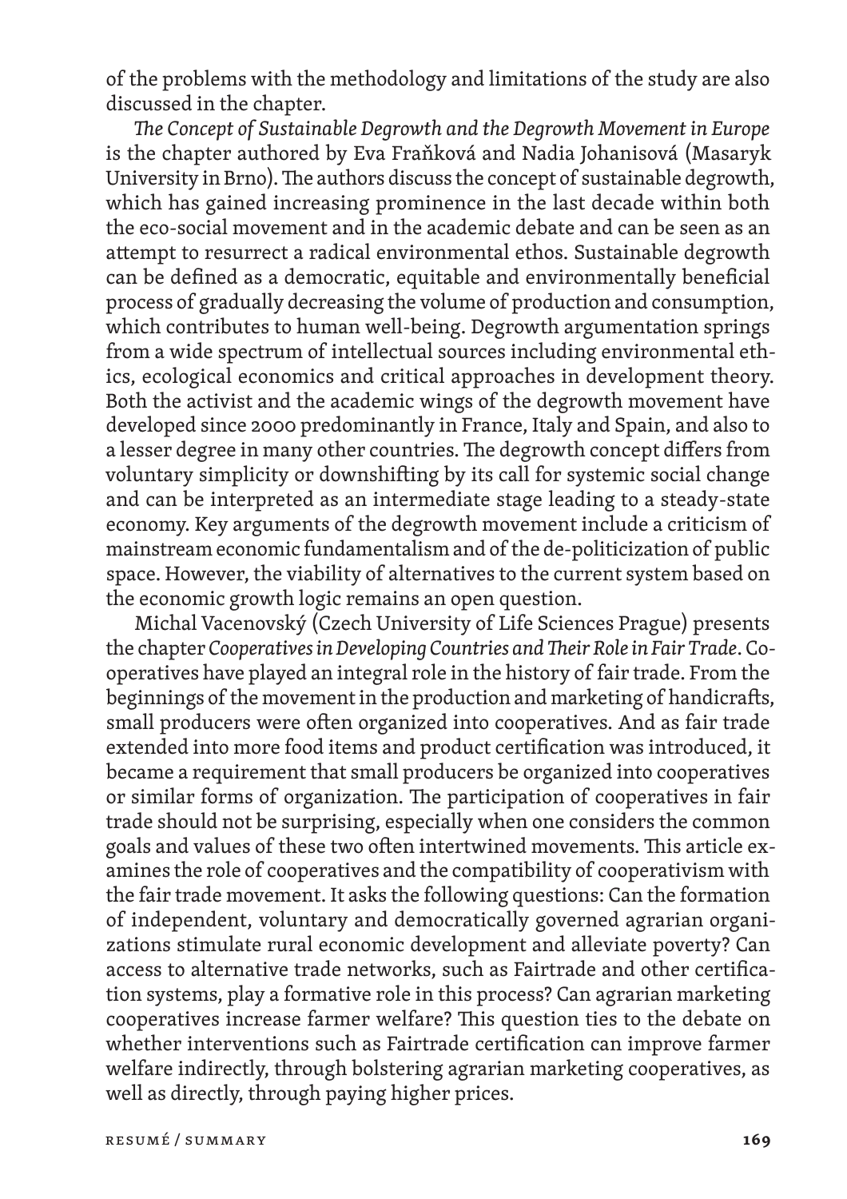of the problems with the methodology and limitations of the study are also discussed in the chapter.

*The Concept of Sustainable Degrowth and the Degrowth Movement in Europe* is the chapter authored by Eva Fraňková and Nadia Johanisová (Masaryk University in Brno). The authors discuss the concept of sustainable degrowth, which has gained increasing prominence in the last decade within both the eco-social movement and in the academic debate and can be seen as an attempt to resurrect a radical environmental ethos. Sustainable degrowth can be defined as a democratic, equitable and environmentally beneficial process of gradually decreasing the volume of production and consumption, which contributes to human well-being. Degrowth argumentation springs from a wide spectrum of intellectual sources including environmental ethics, ecological economics and critical approaches in development theory. Both the activist and the academic wings of the degrowth movement have developed since 2000 predominantly in France, Italy and Spain, and also to a lesser degree in many other countries. The degrowth concept differs from voluntary simplicity or downshifting by its call for systemic social change and can be interpreted as an intermediate stage leading to a steady-state economy. Key arguments of the degrowth movement include a criticism of mainstream economic fundamentalism and of the de-politicizization of public space. However, the viability of alternatives to the current system based on the economic growth logic remains an open question.

Michal Vacenovský (Czech University of Life Sciences Prague) presents the chapter *Cooperatives in Developing Countries and Their Role in Fair Trade*. Cooperatives have played an integral role in the history of fair trade. From the beginnings of the movement in the production and marketing of handicrafts, small producers were often organized into cooperatives. And as fair trade extended into more food items and product certification was introduced, it became a requirement that small producers be organized into cooperatives or similar forms of organization. The participation of cooperatives in fair trade should not be surprising, especially when one considers the common goals and values of these two often intertwined movements. This article examines the role of cooperatives and the compatibility of cooperativism with the fair trade movement. It asks the following questions: Can the formation of independent, voluntary and democratically governed agrarian organizations stimulate rural economic development and alleviate poverty? Can access to alternative trade networks, such as Fairtrade and other certification systems, play a formative role in this process? Can agrarian marketing cooperatives increase farmer welfare? This question ties to the debate on whether interventions such as Fairtrade certification can improve farmer welfare indirectly, through bolstering agrarian marketing cooperatives, as well as directly, through paying higher prices.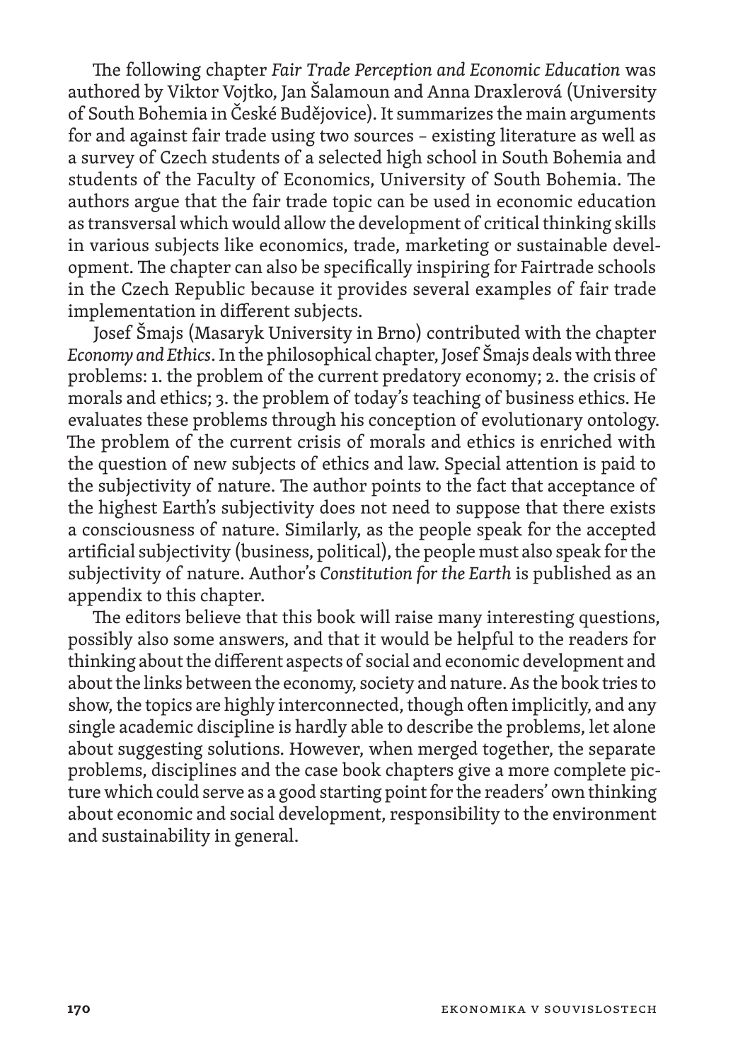The following chapter *Fair Trade Perception and Economic Education* was authored by Viktor Vojtko, Jan Šalamoun and Anna Draxlerová (University of South Bohemia in České Budějovice). It summarizes the main arguments for and against fair trade using two sources – existing literature as well as a survey of Czech students of a selected high school in South Bohemia and students of the Faculty of Economics, University of South Bohemia. The authors argue that the fair trade topic can be used in economic education as transversal which would allow the development of critical thinking skills in various subjects like economics, trade, marketing or sustainable development. The chapter can also be specifically inspiring for Fairtrade schools in the Czech Republic because it provides several examples of fair trade implementation in different subjects.

Josef Šmajs (Masaryk University in Brno) contributed with the chapter *Economy and Ethics*. In the philosophical chapter, Josef Šmajs deals with three problems: 1. the problem of the current predatory economy; 2. the crisis of morals and ethics; 3. the problem of today's teaching of business ethics. He evaluates these problems through his conception of evolutionary ontology. The problem of the current crisis of morals and ethics is enriched with the question of new subjects of ethics and law. Special attention is paid to the subjectivity of nature. The author points to the fact that acceptance of the highest Earth's subjectivity does not need to suppose that there exists a consciousness of nature. Similarly, as the people speak for the accepted artificial subjectivity (business, political), the people must also speak for the subjectivity of nature. Author's *Constitution for the Earth* is published as an appendix to this chapter.

The editors believe that this book will raise many interesting questions, possibly also some answers, and that it would be helpful to the readers for thinking about the different aspects of social and economic development and about the links between the economy, society and nature. As the book tries to show, the topics are highly interconnected, though often implicitly, and any single academic discipline is hardly able to describe the problems, let alone about suggesting solutions. However, when merged together, the separate problems, disciplines and the case book chapters give a more complete picture which could serve as a good starting point for the readers' own thinking about economic and social development, responsibility to the environment and sustainability in general.